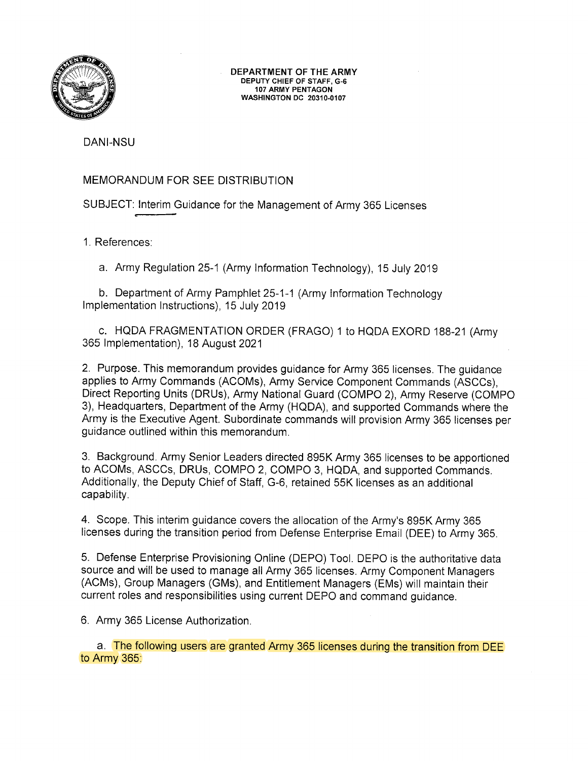**DEPARTMENT OF THE ARMY**
**DEPUTY CHIEF OF STAFF, G-6**
**107 ARMY PENTAGON**
**WASHINGTON DC 20310-0107**

DANI-NSU

MEMORANDUM FOR SEE DISTRIBUTION

SUBJECT: Interim Guidance for the Management of Army 365 Licenses

1. References:

   a. Army Regulation 25-1 (Army Information Technology), 15 July 2019

   b. Department of Army Pamphlet 25-1-1 (Army Information Technology Implementation Instructions), 15 July 2019

   c. HQDA FRAGMENTATION ORDER (FRAGO) 1 to HQDA EXORD 188-21 (Army 365 Implementation), 18 August 2021

2. Purpose. This memorandum provides guidance for Army 365 licenses. The guidance applies to Army Commands (ACOMs), Army Service Component Commands (ASCCs), Direct Reporting Units (DRUs), Army National Guard (COMPO 2), Army Reserve (COMPO 3), Headquarters, Department of the Army (HQDA), and supported Commands where the Army is the Executive Agent. Subordinate commands will provision Army 365 licenses per guidance outlined within this memorandum.

3. Background. Army Senior Leaders directed 895K Army 365 licenses to be apportioned to ACOMs, ASCCs, DRUs, COMPO 2, COMPO 3, HQDA, and supported Commands. Additionally, the Deputy Chief of Staff, G-6, retained 55K licenses as an additional capability.

4. Scope. This interim guidance covers the allocation of the Army's 895K Army 365 licenses during the transition period from Defense Enterprise Email (DEE) to Army 365.

5. Defense Enterprise Provisioning Online (DEPO) Tool. DEPO is the authoritative data source and will be used to manage all Army 365 licenses. Army Component Managers (ACMs), Group Managers (GMs), and Entitlement Managers (EMs) will maintain their current roles and responsibilities using current DEPO and command guidance.

6. Army 365 License Authorization.

   a. The following users are granted Army 365 licenses during the transition from DEE to Army 365: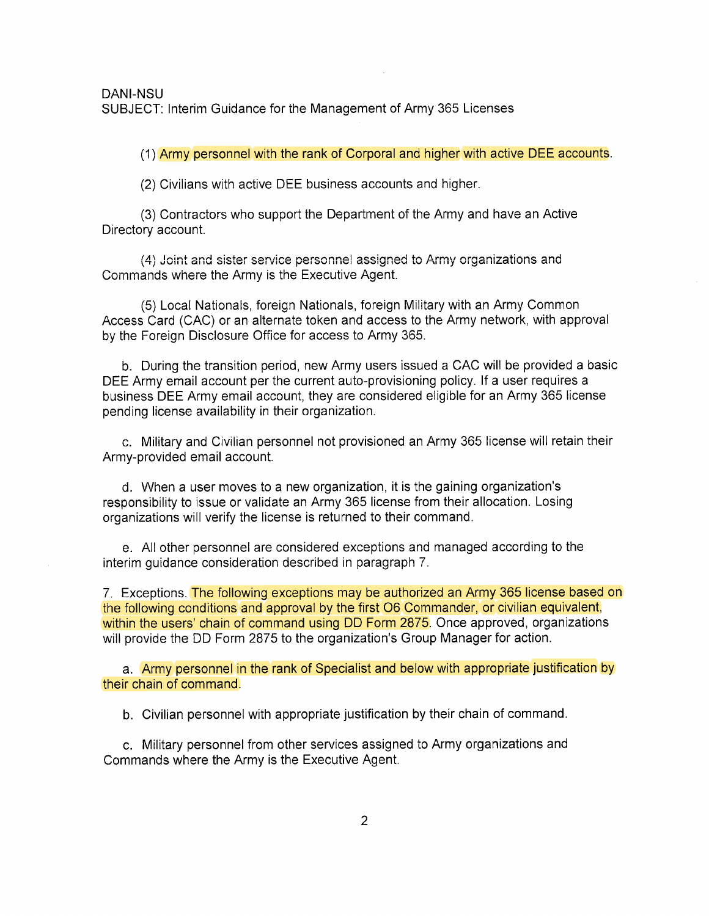DANI-NSU
SUBJECT: Interim Guidance for the Management of Army 365 Licenses

(1) Army personnel with the rank of Corporal and higher with active DEE accounts.

(2) Civilians with active DEE business accounts and higher.

(3) Contractors who support the Department of the Army and have an Active Directory account.

(4) Joint and sister service personnel assigned to Army organizations and Commands where the Army is the Executive Agent.

(5) Local Nationals, foreign Nationals, foreign Military with an Army Common Access Card (CAC) or an alternate token and access to the Army network, with approval by the Foreign Disclosure Office for access to Army 365.

b. During the transition period, new Army users issued a CAC will be provided a basic DEE Army email account per the current auto-provisioning policy. If a user requires a business DEE Army email account, they are considered eligible for an Army 365 license pending license availability in their organization.

c. Military and Civilian personnel not provisioned an Army 365 license will retain their Army-provided email account.

d. When a user moves to a new organization, it is the gaining organization's responsibility to issue or validate an Army 365 license from their allocation. Losing organizations will verify the license is returned to their command.

e. All other personnel are considered exceptions and managed according to the interim guidance consideration described in paragraph 7.

7. Exceptions. The following exceptions may be authorized an Army 365 license based on the following conditions and approval by the first O6 Commander, or civilian equivalent, within the users' chain of command using DD Form 2875. Once approved, organizations will provide the DD Form 2875 to the organization's Group Manager for action.

a. Army personnel in the rank of Specialist and below with appropriate justification by their chain of command.

b. Civilian personnel with appropriate justification by their chain of command.

c. Military personnel from other services assigned to Army organizations and Commands where the Army is the Executive Agent.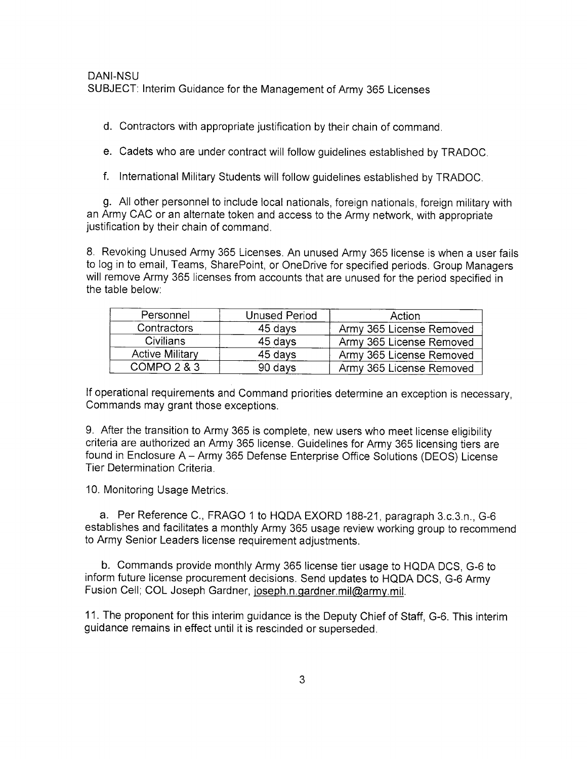DANI-NSU
SUBJECT: Interim Guidance for the Management of Army 365 Licenses

d. Contractors with appropriate justification by their chain of command.

e. Cadets who are under contract will follow guidelines established by TRADOC.

f. International Military Students will follow guidelines established by TRADOC.

g. All other personnel to include local nationals, foreign nationals, foreign military with an Army CAC or an alternate token and access to the Army network, with appropriate justification by their chain of command.

8. Revoking Unused Army 365 Licenses. An unused Army 365 license is when a user fails to log in to email, Teams, SharePoint, or OneDrive for specified periods. Group Managers will remove Army 365 licenses from accounts that are unused for the period specified in the table below:

| Personnel | Unused Period | Action |
|---|---|---|
| Contractors | 45 days | Army 365 License Removed |
| Civilians | 45 days | Army 365 License Removed |
| Active Military | 45 days | Army 365 License Removed |
| COMPO 2 & 3 | 90 days | Army 365 License Removed |

If operational requirements and Command priorities determine an exception is necessary, Commands may grant those exceptions.

9. After the transition to Army 365 is complete, new users who meet license eligibility criteria are authorized an Army 365 license. Guidelines for Army 365 licensing tiers are found in Enclosure A – Army 365 Defense Enterprise Office Solutions (DEOS) License Tier Determination Criteria.

10. Monitoring Usage Metrics.

a. Per Reference C., FRAGO 1 to HQDA EXORD 188-21, paragraph 3.c.3.n., G-6 establishes and facilitates a monthly Army 365 usage review working group to recommend to Army Senior Leaders license requirement adjustments.

b. Commands provide monthly Army 365 license tier usage to HQDA DCS, G-6 to inform future license procurement decisions. Send updates to HQDA DCS, G-6 Army Fusion Cell; COL Joseph Gardner, joseph.n.gardner.mil@army.mil.

11. The proponent for this interim guidance is the Deputy Chief of Staff, G-6. This interim guidance remains in effect until it is rescinded or superseded.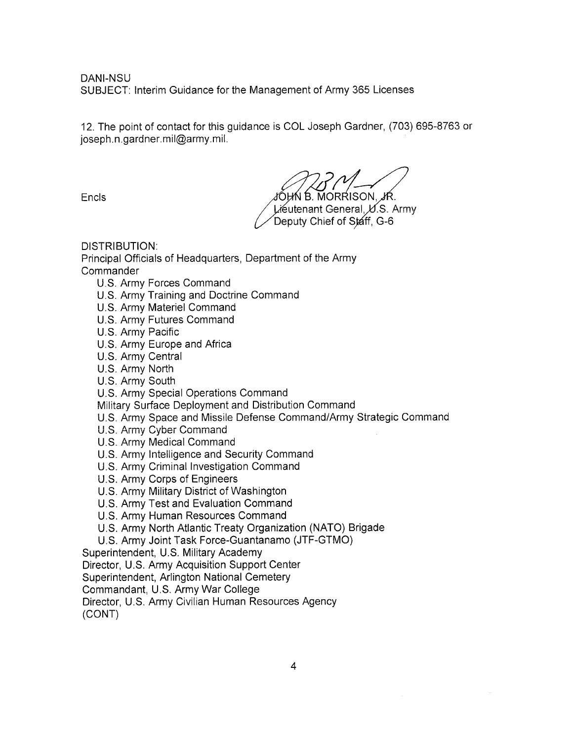DANI-NSU
SUBJECT: Interim Guidance for the Management of Army 365 Licenses

12. The point of contact for this guidance is COL Joseph Gardner, (703) 695-8763 or joseph.n.gardner.mil@army.mil.

Encls

JOHN B. MORRISON, JR.
Lieutenant General, U.S. Army
Deputy Chief of Staff, G-6

DISTRIBUTION:
Principal Officials of Headquarters, Department of the Army
Commander
- U.S. Army Forces Command
- U.S. Army Training and Doctrine Command
- U.S. Army Materiel Command
- U.S. Army Futures Command
- U.S. Army Pacific
- U.S. Army Europe and Africa
- U.S. Army Central
- U.S. Army North
- U.S. Army South
- U.S. Army Special Operations Command
- Military Surface Deployment and Distribution Command
- U.S. Army Space and Missile Defense Command/Army Strategic Command
- U.S. Army Cyber Command
- U.S. Army Medical Command
- U.S. Army Intelligence and Security Command
- U.S. Army Criminal Investigation Command
- U.S. Army Corps of Engineers
- U.S. Army Military District of Washington
- U.S. Army Test and Evaluation Command
- U.S. Army Human Resources Command
- U.S. Army North Atlantic Treaty Organization (NATO) Brigade
- U.S. Army Joint Task Force-Guantanamo (JTF-GTMO)

Superintendent, U.S. Military Academy
Director, U.S. Army Acquisition Support Center
Superintendent, Arlington National Cemetery
Commandant, U.S. Army War College
Director, U.S. Army Civilian Human Resources Agency
(CONT)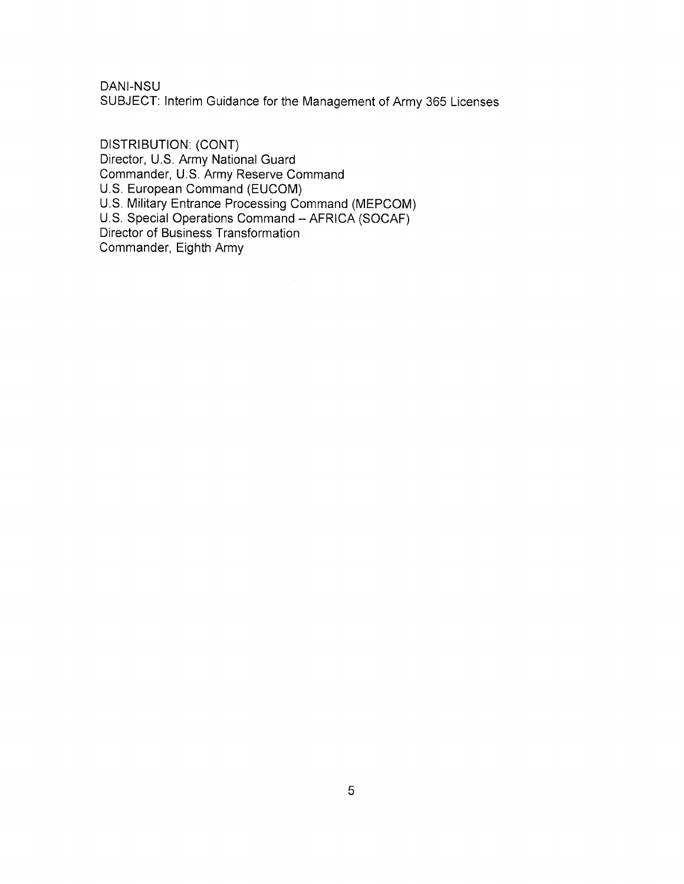DANI-NSU
SUBJECT: Interim Guidance for the Management of Army 365 Licenses

DISTRIBUTION: (CONT)
Director, U.S. Army National Guard
Commander, U.S. Army Reserve Command
U.S. European Command (EUCOM)
U.S. Military Entrance Processing Command (MEPCOM)
U.S. Special Operations Command – AFRICA (SOCAF)
Director of Business Transformation
Commander, Eighth Army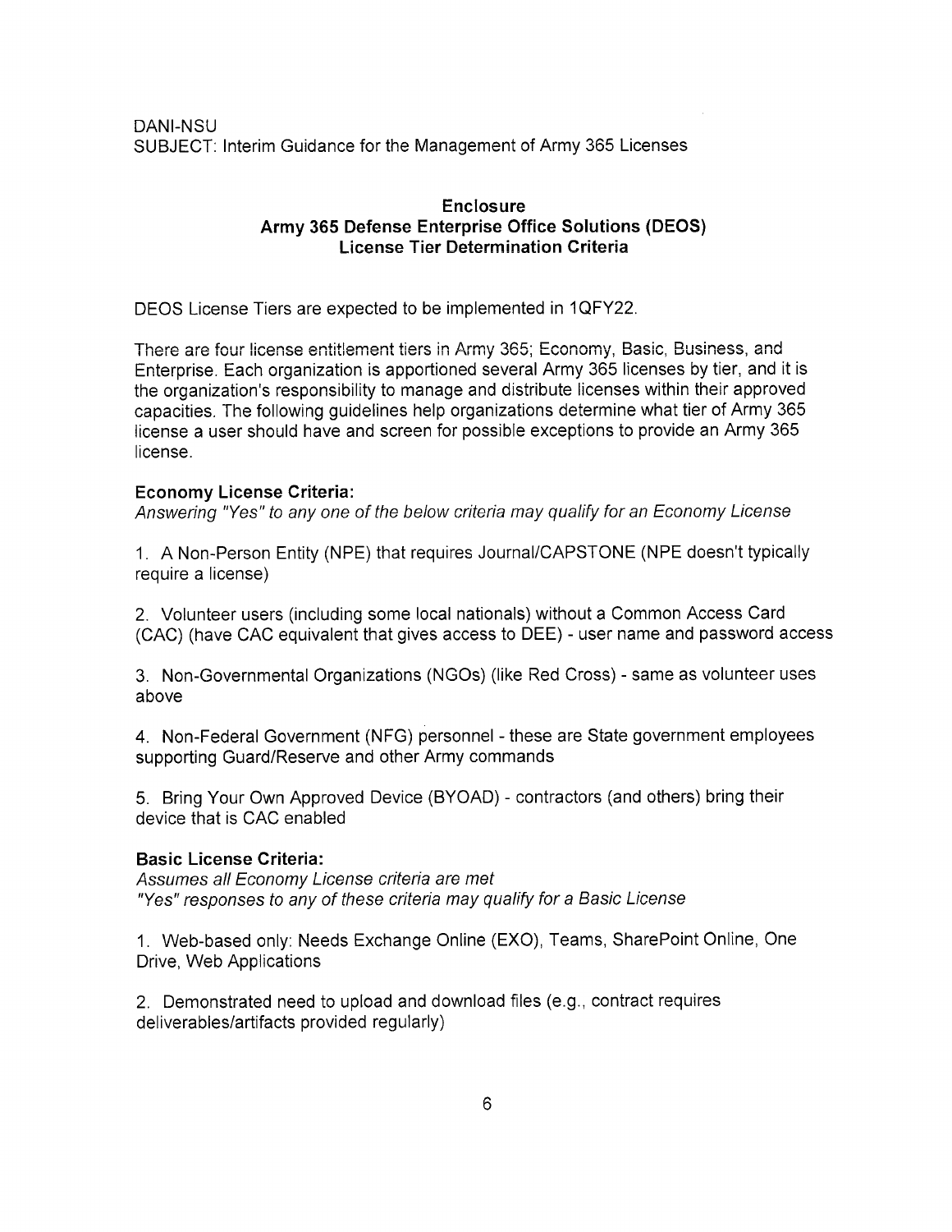DANI-NSU
SUBJECT: Interim Guidance for the Management of Army 365 Licenses

## Enclosure
## Army 365 Defense Enterprise Office Solutions (DEOS) License Tier Determination Criteria

DEOS License Tiers are expected to be implemented in 1QFY22.

There are four license entitlement tiers in Army 365; Economy, Basic, Business, and Enterprise. Each organization is apportioned several Army 365 licenses by tier, and it is the organization's responsibility to manage and distribute licenses within their approved capacities. The following guidelines help organizations determine what tier of Army 365 license a user should have and screen for possible exceptions to provide an Army 365 license.

**Economy License Criteria:**
*Answering "Yes" to any one of the below criteria may qualify for an Economy License*

1. A Non-Person Entity (NPE) that requires Journal/CAPSTONE (NPE doesn't typically require a license)

2. Volunteer users (including some local nationals) without a Common Access Card (CAC) (have CAC equivalent that gives access to DEE) - user name and password access

3. Non-Governmental Organizations (NGOs) (like Red Cross) - same as volunteer uses above

4. Non-Federal Government (NFG) personnel - these are State government employees supporting Guard/Reserve and other Army commands

5. Bring Your Own Approved Device (BYOAD) - contractors (and others) bring their device that is CAC enabled

**Basic License Criteria:**
*Assumes all Economy License criteria are met*
*"Yes" responses to any of these criteria may qualify for a Basic License*

1. Web-based only: Needs Exchange Online (EXO), Teams, SharePoint Online, One Drive, Web Applications

2. Demonstrated need to upload and download files (e.g., contract requires deliverables/artifacts provided regularly)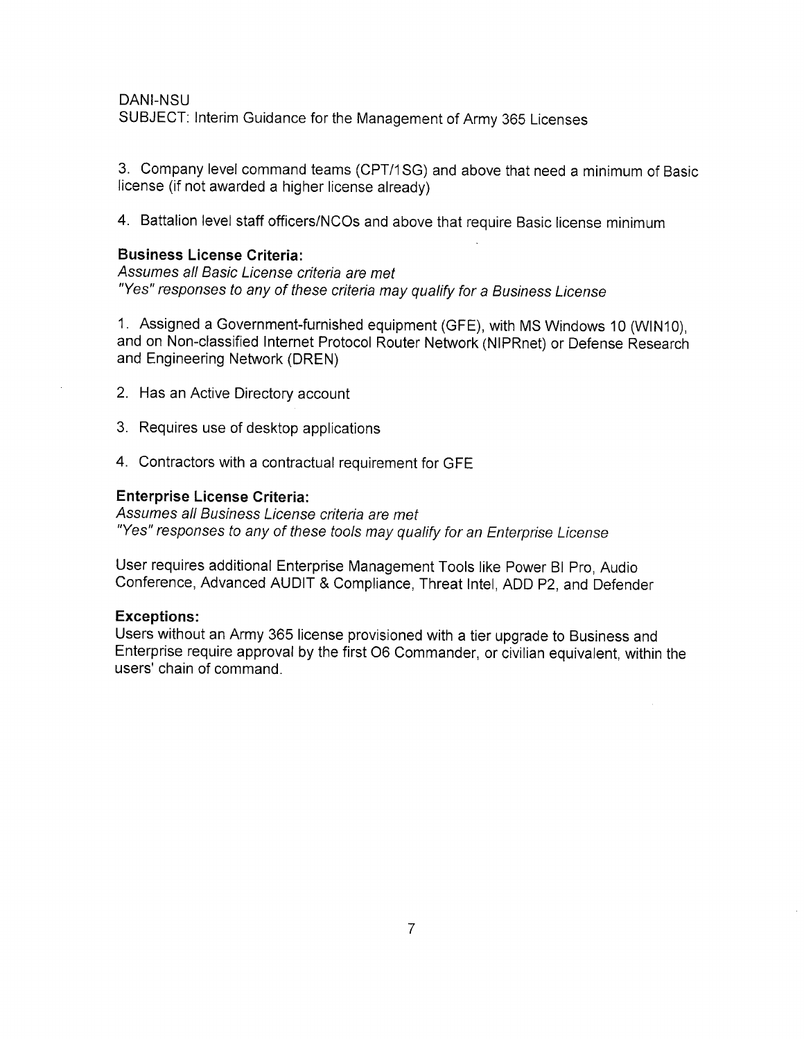DANI-NSU
SUBJECT: Interim Guidance for the Management of Army 365 Licenses

3. Company level command teams (CPT/1SG) and above that need a minimum of Basic license (if not awarded a higher license already)

4. Battalion level staff officers/NCOs and above that require Basic license minimum

**Business License Criteria:**
*Assumes all Basic License criteria are met*
*"Yes" responses to any of these criteria may qualify for a Business License*

1. Assigned a Government-furnished equipment (GFE), with MS Windows 10 (WIN10), and on Non-classified Internet Protocol Router Network (NIPRnet) or Defense Research and Engineering Network (DREN)

2. Has an Active Directory account

3. Requires use of desktop applications

4. Contractors with a contractual requirement for GFE

**Enterprise License Criteria:**
*Assumes all Business License criteria are met*
*"Yes" responses to any of these tools may qualify for an Enterprise License*

User requires additional Enterprise Management Tools like Power BI Pro, Audio Conference, Advanced AUDIT & Compliance, Threat Intel, ADD P2, and Defender

**Exceptions:**
Users without an Army 365 license provisioned with a tier upgrade to Business and Enterprise require approval by the first O6 Commander, or civilian equivalent, within the users' chain of command.